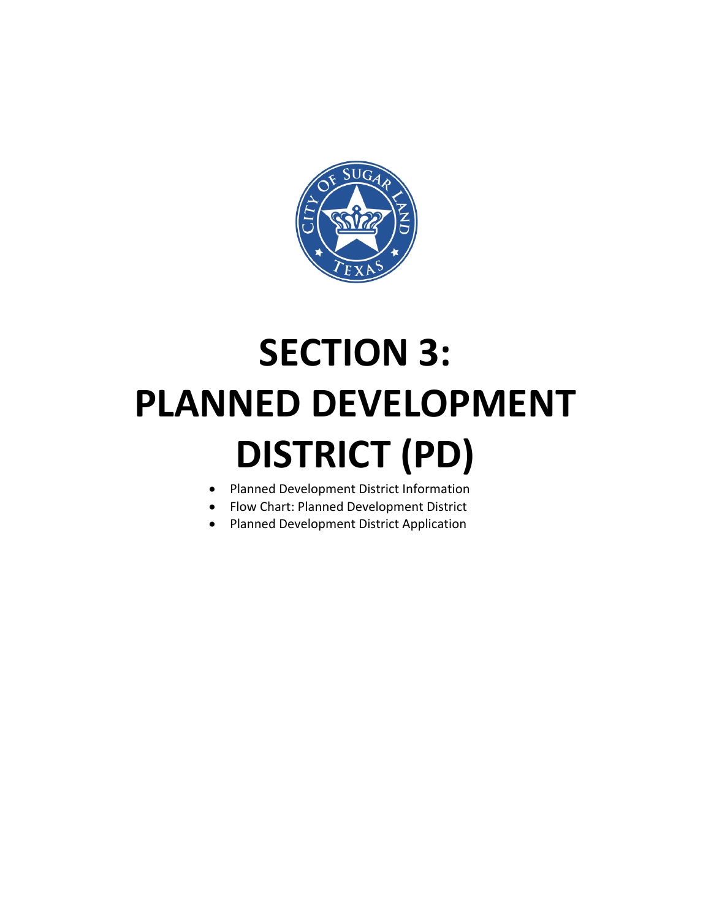# SECTION 3: PLANNED DEVELOPMENT DISTRICT (PD)

- Planned Development District Information
- Flow Chart: Planned Development District
- Planned Development District Application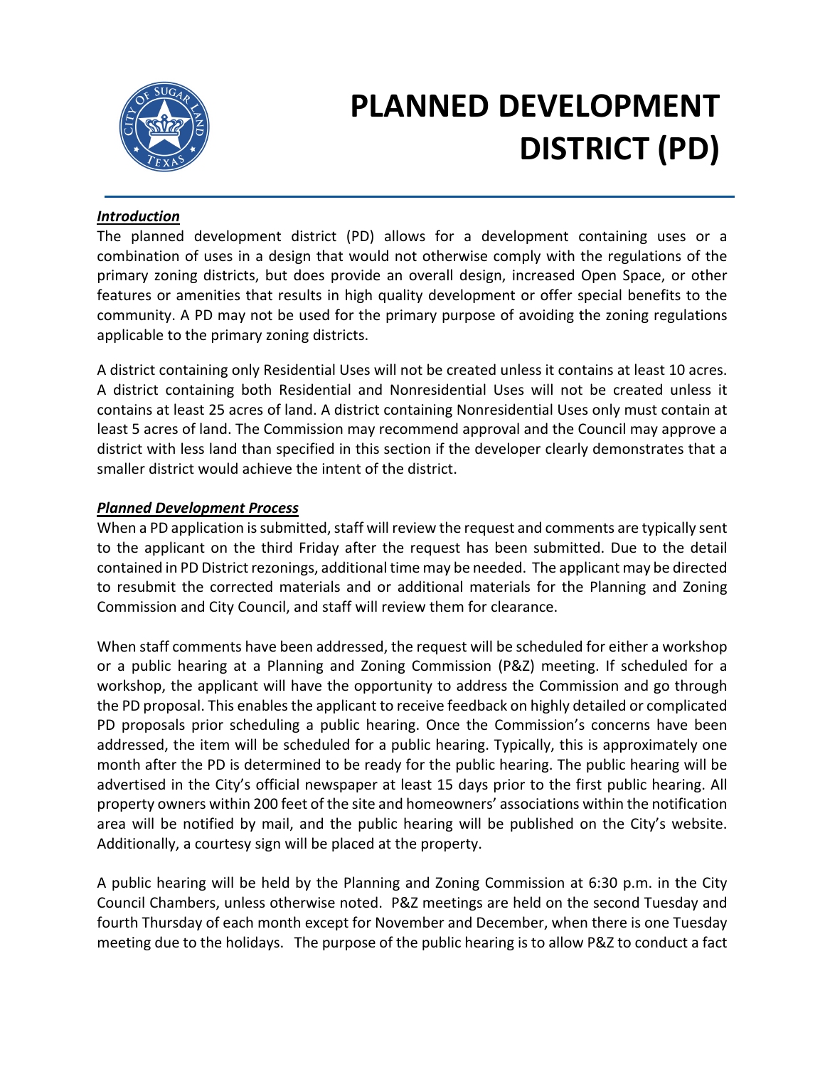// PLANNED DEVELOPMENT DISTRICT (PD)

# PLANNED DEVELOPMENT DISTRICT (PD)

***Introduction***

The planned development district (PD) allows for a development containing uses or a combination of uses in a design that would not otherwise comply with the regulations of the primary zoning districts, but does provide an overall design, increased Open Space, or other features or amenities that results in high quality development or offer special benefits to the community. A PD may not be used for the primary purpose of avoiding the zoning regulations applicable to the primary zoning districts.

A district containing only Residential Uses will not be created unless it contains at least 10 acres. A district containing both Residential and Nonresidential Uses will not be created unless it contains at least 25 acres of land. A district containing Nonresidential Uses only must contain at least 5 acres of land. The Commission may recommend approval and the Council may approve a district with less land than specified in this section if the developer clearly demonstrates that a smaller district would achieve the intent of the district.

***Planned Development Process***

When a PD application is submitted, staff will review the request and comments are typically sent to the applicant on the third Friday after the request has been submitted. Due to the detail contained in PD District rezonings, additional time may be needed. The applicant may be directed to resubmit the corrected materials and or additional materials for the Planning and Zoning Commission and City Council, and staff will review them for clearance.

When staff comments have been addressed, the request will be scheduled for either a workshop or a public hearing at a Planning and Zoning Commission (P&Z) meeting. If scheduled for a workshop, the applicant will have the opportunity to address the Commission and go through the PD proposal. This enables the applicant to receive feedback on highly detailed or complicated PD proposals prior scheduling a public hearing. Once the Commission's concerns have been addressed, the item will be scheduled for a public hearing. Typically, this is approximately one month after the PD is determined to be ready for the public hearing. The public hearing will be advertised in the City's official newspaper at least 15 days prior to the first public hearing. All property owners within 200 feet of the site and homeowners' associations within the notification area will be notified by mail, and the public hearing will be published on the City's website. Additionally, a courtesy sign will be placed at the property.

A public hearing will be held by the Planning and Zoning Commission at 6:30 p.m. in the City Council Chambers, unless otherwise noted. P&Z meetings are held on the second Tuesday and fourth Thursday of each month except for November and December, when there is one Tuesday meeting due to the holidays. The purpose of the public hearing is to allow P&Z to conduct a fact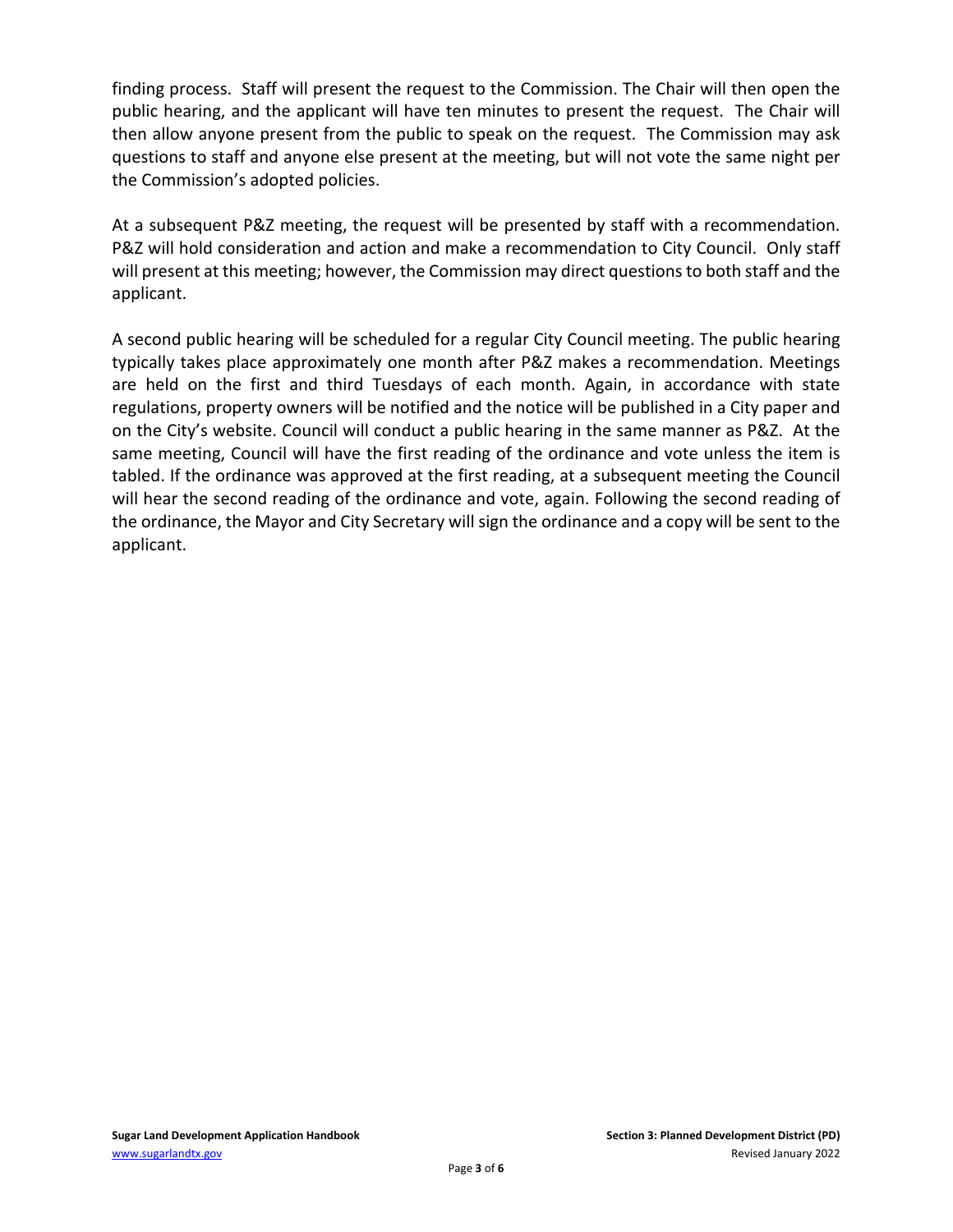finding process. Staff will present the request to the Commission. The Chair will then open the public hearing, and the applicant will have ten minutes to present the request. The Chair will then allow anyone present from the public to speak on the request. The Commission may ask questions to staff and anyone else present at the meeting, but will not vote the same night per the Commission's adopted policies.

At a subsequent P&Z meeting, the request will be presented by staff with a recommendation. P&Z will hold consideration and action and make a recommendation to City Council. Only staff will present at this meeting; however, the Commission may direct questions to both staff and the applicant.

A second public hearing will be scheduled for a regular City Council meeting. The public hearing typically takes place approximately one month after P&Z makes a recommendation. Meetings are held on the first and third Tuesdays of each month. Again, in accordance with state regulations, property owners will be notified and the notice will be published in a City paper and on the City's website. Council will conduct a public hearing in the same manner as P&Z. At the same meeting, Council will have the first reading of the ordinance and vote unless the item is tabled. If the ordinance was approved at the first reading, at a subsequent meeting the Council will hear the second reading of the ordinance and vote, again. Following the second reading of the ordinance, the Mayor and City Secretary will sign the ordinance and a copy will be sent to the applicant.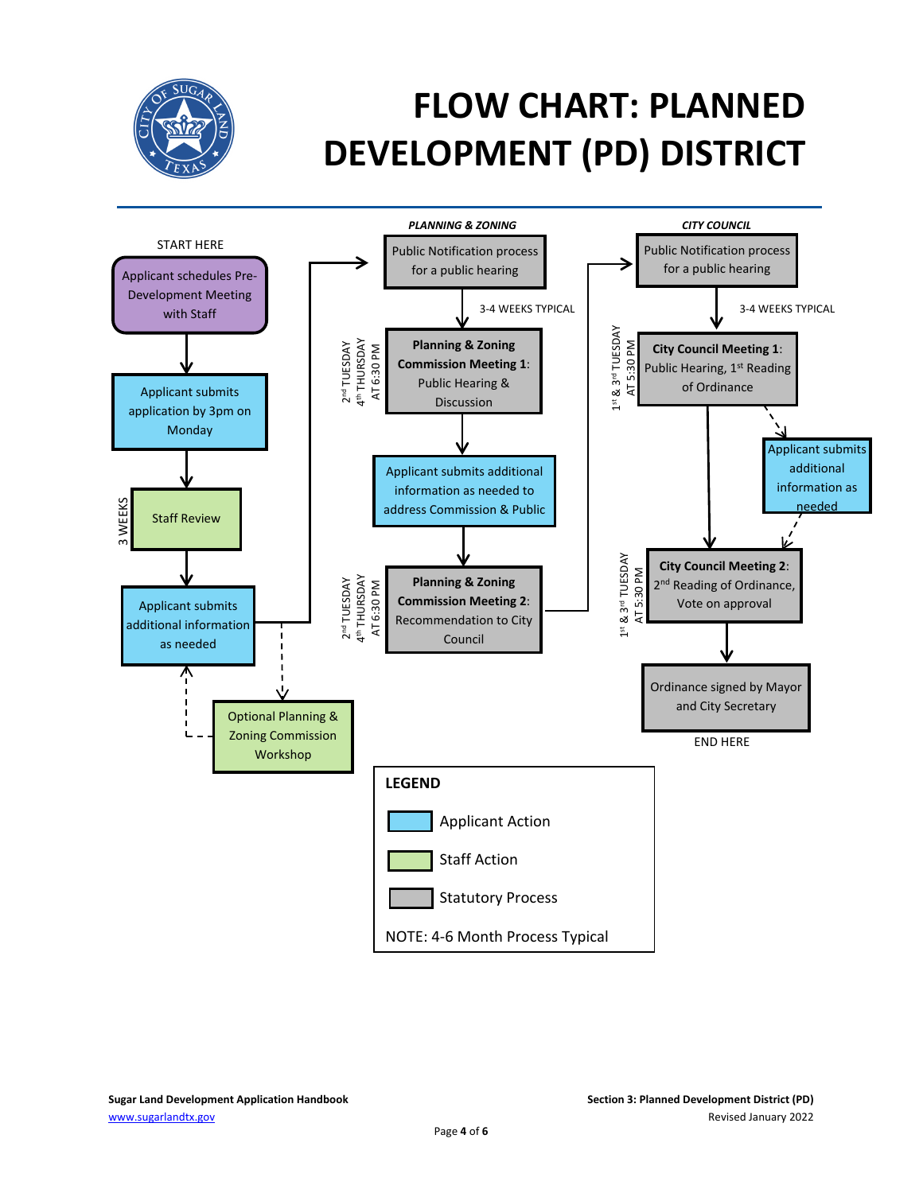# FLOW CHART: PLANNED DEVELOPMENT (PD) DISTRICT

START HERE

Applicant schedules Pre-Development Meeting with Staff

Applicant submits application by 3pm on Monday

3 WEEKS

Staff Review

Applicant submits additional information as needed

Optional Planning & Zoning Commission Workshop

*PLANNING & ZONING*

Public Notification process for a public hearing

3-4 WEEKS TYPICAL

2nd TUESDAY 4th THURSDAY AT 6:30 PM

**Planning & Zoning Commission Meeting 1**: Public Hearing & Discussion

Applicant submits additional information as needed to address Commission & Public

2nd TUESDAY 4th THURSDAY AT 6:30 PM

**Planning & Zoning Commission Meeting 2**: Recommendation to City Council

*CITY COUNCIL*

Public Notification process for a public hearing

3-4 WEEKS TYPICAL

1st & 3rd TUESDAY AT 5:30 PM

**City Council Meeting 1**: Public Hearing, 1st Reading of Ordinance

Applicant submits additional information as needed

1st & 3rd TUESDAY AT 5:30 PM

**City Council Meeting 2**: 2nd Reading of Ordinance, Vote on approval

Ordinance signed by Mayor and City Secretary

END HERE

**LEGEND**

- Applicant Action
- Staff Action
- Statutory Process

NOTE: 4-6 Month Process Typical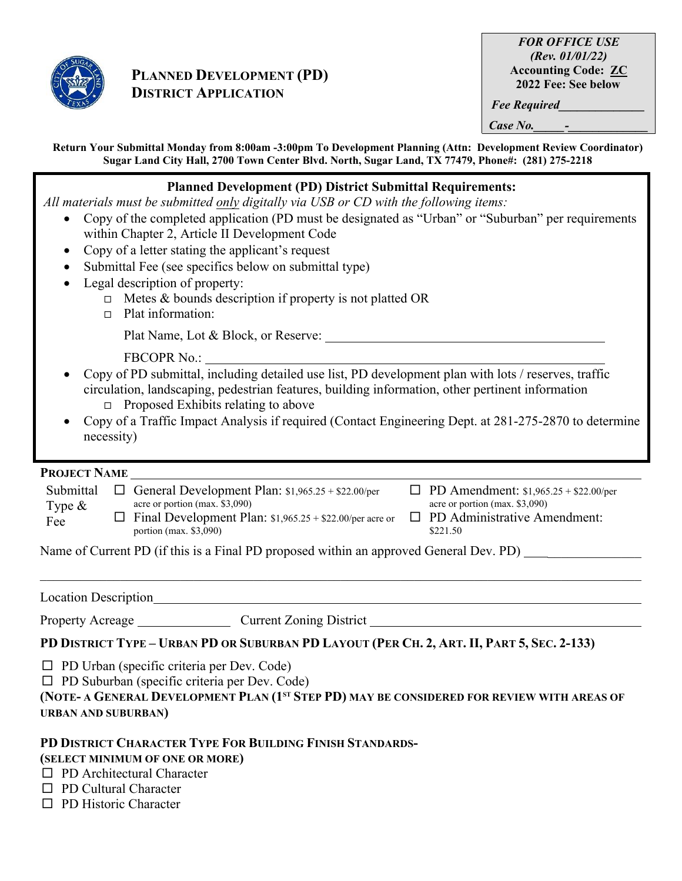# PLANNED DEVELOPMENT (PD) DISTRICT APPLICATION

*FOR OFFICE USE*
*(Rev. 01/01/22)*
**Accounting Code: ZC**
**2022 Fee: See below**

*Fee Required*______________

*Case No.*_____-_____________

**Return Your Submittal Monday from 8:00am -3:00pm To Development Planning (Attn: Development Review Coordinator) Sugar Land City Hall, 2700 Town Center Blvd. North, Sugar Land, TX 77479, Phone#: (281) 275-2218**

## Planned Development (PD) District Submittal Requirements:

*All materials must be submitted only digitally via USB or CD with the following items:*

- Copy of the completed application (PD must be designated as "Urban" or "Suburban" per requirements within Chapter 2, Article II Development Code
- Copy of a letter stating the applicant's request
- Submittal Fee (see specifics below on submittal type)
- Legal description of property:
  - ☐ Metes & bounds description if property is not platted OR
  - ☐ Plat information:

    Plat Name, Lot & Block, or Reserve: ___________________________

    FBCOPR No.: ___________________________
- Copy of PD submittal, including detailed use list, PD development plan with lots / reserves, traffic circulation, landscaping, pedestrian features, building information, other pertinent information
  - ☐ Proposed Exhibits relating to above
- Copy of a Traffic Impact Analysis if required (Contact Engineering Dept. at 281-275-2870 to determine necessity)

**PROJECT NAME** ___________________________

Submittal Type & Fee

- ☐ General Development Plan: $1,965.25 + $22.00/per acre or portion (max. $3,090)
- ☐ Final Development Plan: $1,965.25 + $22.00/per acre or portion (max. $3,090)
- ☐ PD Amendment: $1,965.25 + $22.00/per acre or portion (max. $3,090)
- ☐ PD Administrative Amendment: $221.50

Name of Current PD (if this is a Final PD proposed within an approved General Dev. PD) ___________________________

___________________________

Location Description ___________________________

Property Acreage ______________ Current Zoning District ___________________________

**PD DISTRICT TYPE – URBAN PD OR SUBURBAN PD LAYOUT (PER CH. 2, ART. II, PART 5, SEC. 2-133)**

- ☐ PD Urban (specific criteria per Dev. Code)
- ☐ PD Suburban (specific criteria per Dev. Code)

**(NOTE- A GENERAL DEVELOPMENT PLAN (1ST STEP PD) MAY BE CONSIDERED FOR REVIEW WITH AREAS OF URBAN AND SUBURBAN)**

**PD DISTRICT CHARACTER TYPE FOR BUILDING FINISH STANDARDS- (SELECT MINIMUM OF ONE OR MORE)**

- ☐ PD Architectural Character
- ☐ PD Cultural Character
- ☐ PD Historic Character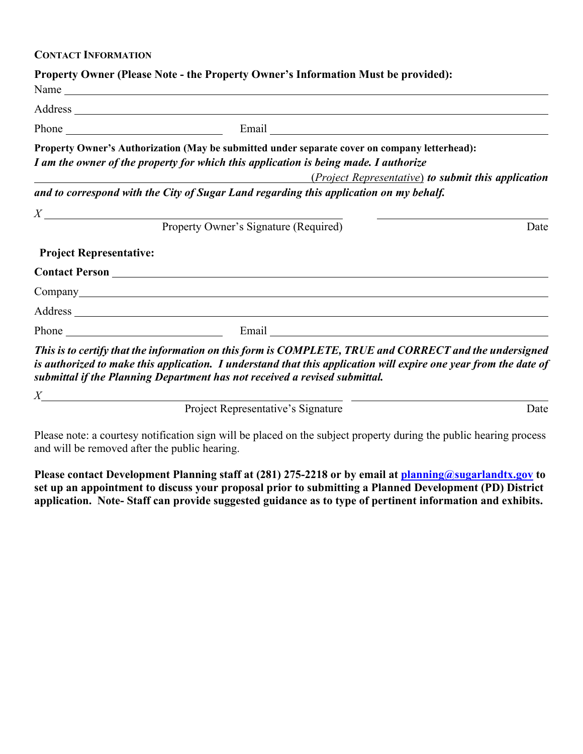## CONTACT INFORMATION

**Property Owner (Please Note - the Property Owner's Information Must be provided):**

Name ______________________________________________________________________

Address ____________________________________________________________________

Phone ____________________ Email ____________________________________

**Property Owner's Authorization (May be submitted under separate cover on company letterhead):**
***I am the owner of the property for which this application is being made. I authorize***
________________________________ (*Project Representative*) ***to submit this application and to correspond with the City of Sugar Land regarding this application on my behalf.***

*X* ________________________________ ____________________
Property Owner's Signature (Required) Date

**Project Representative:**

**Contact Person** ______________________________________________________________

Company ___________________________________________________________________

Address ____________________________________________________________________

Phone ____________________ Email ____________________________________

***This is to certify that the information on this form is COMPLETE, TRUE and CORRECT and the undersigned is authorized to make this application. I understand that this application will expire one year from the date of submittal if the Planning Department has not received a revised submittal.***

*X* ________________________________ ____________________
Project Representative's Signature Date

Please note: a courtesy notification sign will be placed on the subject property during the public hearing process and will be removed after the public hearing.

**Please contact Development Planning staff at (281) 275-2218 or by email at [planning@sugarlandtx.gov](mailto:planning@sugarlandtx.gov) to set up an appointment to discuss your proposal prior to submitting a Planned Development (PD) District application. Note- Staff can provide suggested guidance as to type of pertinent information and exhibits.**